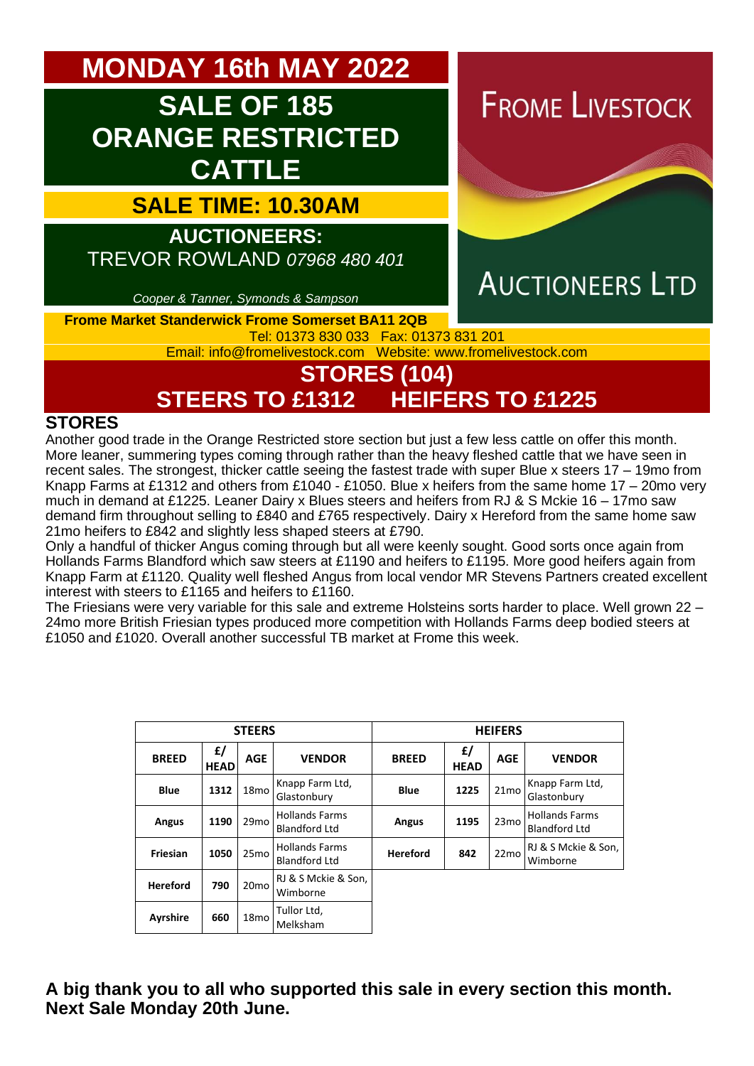# MONDAY 16th MAY 2022

## SALE OF 185 ORANGE RESTRICTED CATTLE

### SALE TIME: 10.30AM

**AUCTIONEERS:**
TREVOR ROWLAND *07968 480 401*

*Cooper & Tanner, Symonds & Sampson*

FROME LIVESTOCK AUCTIONEERS LTD

**Frome Market Standerwick Frome Somerset BA11 2QB**
Tel: 01373 830 033 Fax: 01373 831 201
Email: info@fromelivestock.com Website: www.fromelivestock.com

## STORES (104)
## STEERS TO £1312 HEIFERS TO £1225

### STORES

Another good trade in the Orange Restricted store section but just a few less cattle on offer this month. More leaner, summering types coming through rather than the heavy fleshed cattle that we have seen in recent sales. The strongest, thicker cattle seeing the fastest trade with super Blue x steers 17 – 19mo from Knapp Farms at £1312 and others from £1040 - £1050. Blue x heifers from the same home 17 – 20mo very much in demand at £1225. Leaner Dairy x Blues steers and heifers from RJ & S Mckie 16 – 17mo saw demand firm throughout selling to £840 and £765 respectively. Dairy x Hereford from the same home saw 21mo heifers to £842 and slightly less shaped steers at £790.

Only a handful of thicker Angus coming through but all were keenly sought. Good sorts once again from Hollands Farms Blandford which saw steers at £1190 and heifers to £1195. More good heifers again from Knapp Farm at £1120. Quality well fleshed Angus from local vendor MR Stevens Partners created excellent interest with steers to £1165 and heifers to £1160.

The Friesians were very variable for this sale and extreme Holsteins sorts harder to place. Well grown 22 – 24mo more British Friesian types produced more competition with Hollands Farms deep bodied steers at £1050 and £1020. Overall another successful TB market at Frome this week.

| STEERS | | | | HEIFERS | | | |
|---|---|---|---|---|---|---|---|
| BREED | £/ HEAD | AGE | VENDOR | BREED | £/ HEAD | AGE | VENDOR |
| Blue | 1312 | 18mo | Knapp Farm Ltd, Glastonbury | Blue | 1225 | 21mo | Knapp Farm Ltd, Glastonbury |
| Angus | 1190 | 29mo | Hollands Farms Blandford Ltd | Angus | 1195 | 23mo | Hollands Farms Blandford Ltd |
| Friesian | 1050 | 25mo | Hollands Farms Blandford Ltd | Hereford | 842 | 22mo | RJ & S Mckie & Son, Wimborne |
| Hereford | 790 | 20mo | RJ & S Mckie & Son, Wimborne | | | | |
| Ayrshire | 660 | 18mo | Tullor Ltd, Melksham | | | | |

**A big thank you to all who supported this sale in every section this month.**
**Next Sale Monday 20th June.**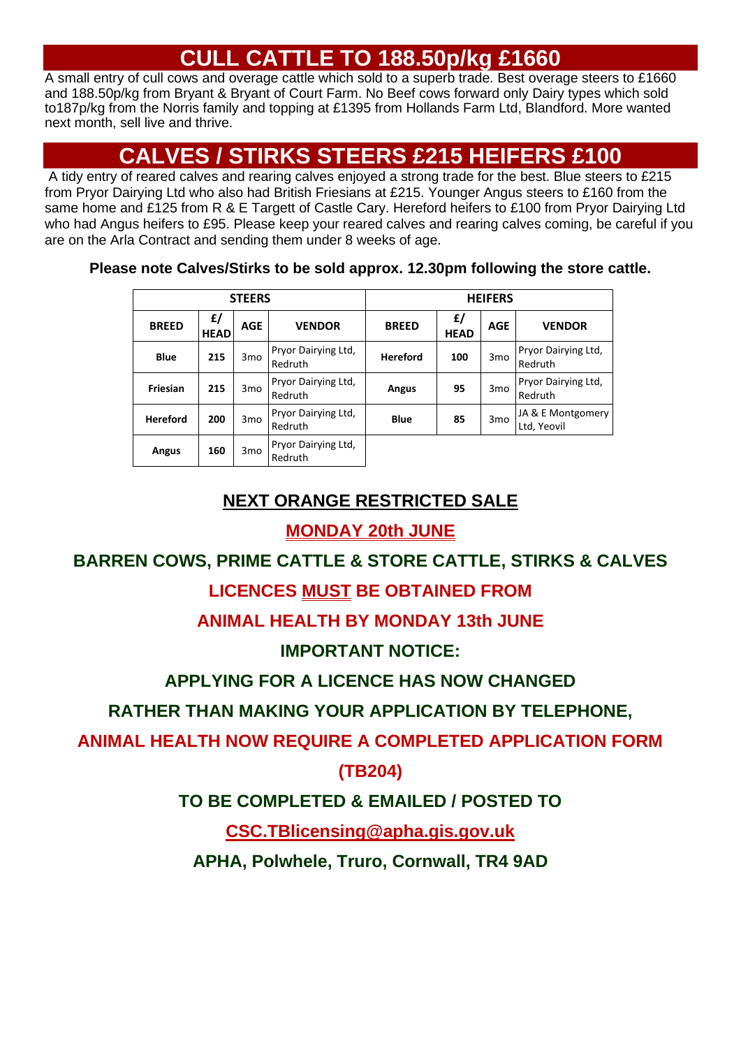## CULL CATTLE TO 188.50p/kg £1660

A small entry of cull cows and overage cattle which sold to a superb trade. Best overage steers to £1660 and 188.50p/kg from Bryant & Bryant of Court Farm. No Beef cows forward only Dairy types which sold to187p/kg from the Norris family and topping at £1395 from Hollands Farm Ltd, Blandford. More wanted next month, sell live and thrive.

## CALVES / STIRKS STEERS £215 HEIFERS £100

A tidy entry of reared calves and rearing calves enjoyed a strong trade for the best. Blue steers to £215 from Pryor Dairying Ltd who also had British Friesians at £215. Younger Angus steers to £160 from the same home and £125 from R & E Targett of Castle Cary. Hereford heifers to £100 from Pryor Dairying Ltd who had Angus heifers to £95. Please keep your reared calves and rearing calves coming, be careful if you are on the Arla Contract and sending them under 8 weeks of age.

**Please note Calves/Stirks to be sold approx. 12.30pm following the store cattle.**

| STEERS | | | | HEIFERS | | | |
|---|---|---|---|---|---|---|---|
| **BREED** | **£/ HEAD** | **AGE** | **VENDOR** | **BREED** | **£/ HEAD** | **AGE** | **VENDOR** |
| **Blue** | **215** | 3mo | Pryor Dairying Ltd, Redruth | **Hereford** | **100** | 3mo | Pryor Dairying Ltd, Redruth |
| **Friesian** | **215** | 3mo | Pryor Dairying Ltd, Redruth | **Angus** | **95** | 3mo | Pryor Dairying Ltd, Redruth |
| **Hereford** | **200** | 3mo | Pryor Dairying Ltd, Redruth | **Blue** | **85** | 3mo | JA & E Montgomery Ltd, Yeovil |
| **Angus** | **160** | 3mo | Pryor Dairying Ltd, Redruth | | | | |

**NEXT ORANGE RESTRICTED SALE**

**MONDAY 20th JUNE**

**BARREN COWS, PRIME CATTLE & STORE CATTLE, STIRKS & CALVES**

**LICENCES MUST BE OBTAINED FROM**

**ANIMAL HEALTH BY MONDAY 13th JUNE**

**IMPORTANT NOTICE:**

**APPLYING FOR A LICENCE HAS NOW CHANGED**

**RATHER THAN MAKING YOUR APPLICATION BY TELEPHONE,**

**ANIMAL HEALTH NOW REQUIRE A COMPLETED APPLICATION FORM**

**(TB204)**

**TO BE COMPLETED & EMAILED / POSTED TO**

**CSC.TBlicensing@apha.gis.gov.uk**

**APHA, Polwhele, Truro, Cornwall, TR4 9AD**